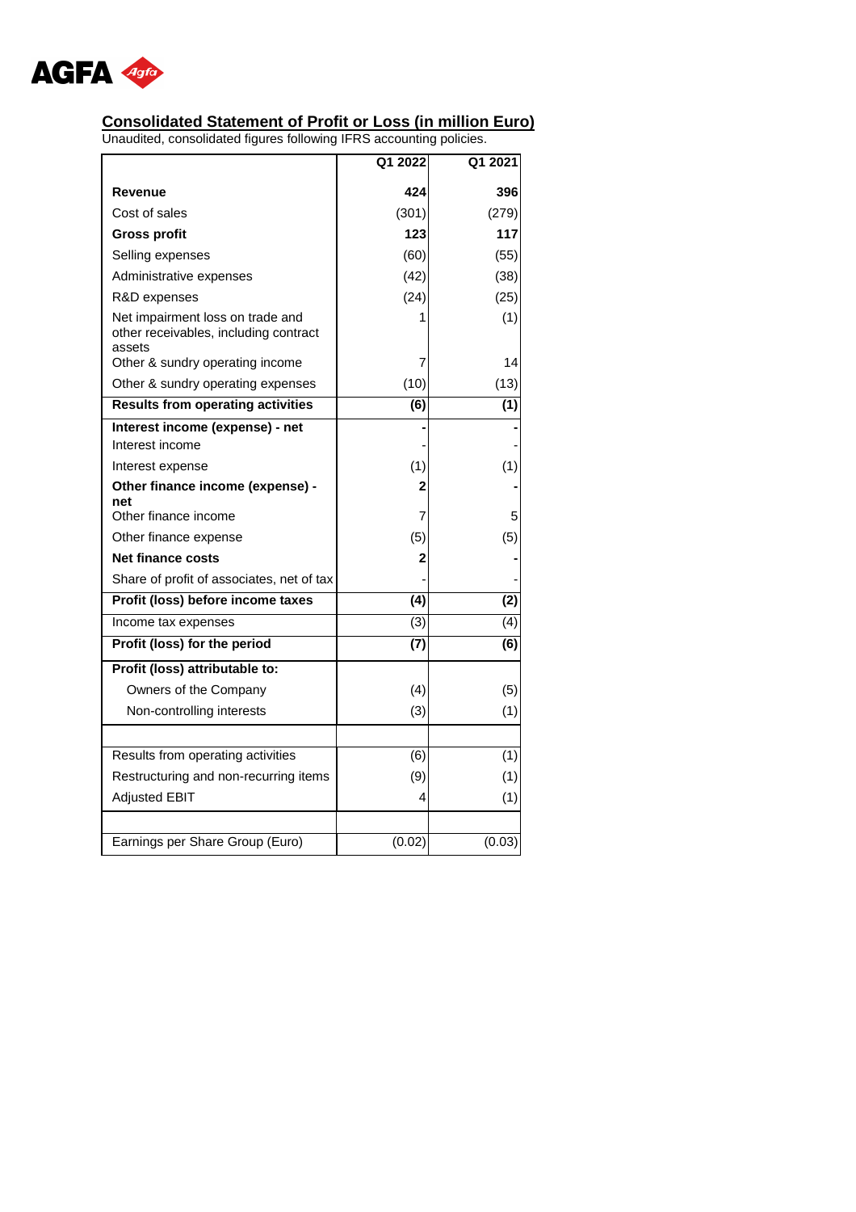AGFA

## Consolidated Statement of Profit or Loss (in million Euro)

Unaudited, consolidated figures following IFRS accounting policies.

| | Q1 2022 | Q1 2021 |
|---|---|---|
| **Revenue** | **424** | **396** |
| Cost of sales | (301) | (279) |
| **Gross profit** | **123** | **117** |
| Selling expenses | (60) | (55) |
| Administrative expenses | (42) | (38) |
| R&D expenses | (24) | (25) |
| Net impairment loss on trade and other receivables, including contract assets | 1 | (1) |
| Other & sundry operating income | 7 | 14 |
| Other & sundry operating expenses | (10) | (13) |
| **Results from operating activities** | **(6)** | **(1)** |
| **Interest income (expense) - net** | **-** | **-** |
| Interest income | - | - |
| Interest expense | (1) | (1) |
| **Other finance income (expense) - net** | **2** | **-** |
| Other finance income | 7 | 5 |
| Other finance expense | (5) | (5) |
| **Net finance costs** | **2** | **-** |
| Share of profit of associates, net of tax | - | - |
| **Profit (loss) before income taxes** | **(4)** | **(2)** |
| Income tax expenses | (3) | (4) |
| **Profit (loss) for the period** | **(7)** | **(6)** |
| **Profit (loss) attributable to:** | | |
| Owners of the Company | (4) | (5) |
| Non-controlling interests | (3) | (1) |
| | | |
| Results from operating activities | (6) | (1) |
| Restructuring and non-recurring items | (9) | (1) |
| Adjusted EBIT | 4 | (1) |
| | | |
| Earnings per Share Group (Euro) | (0.02) | (0.03) |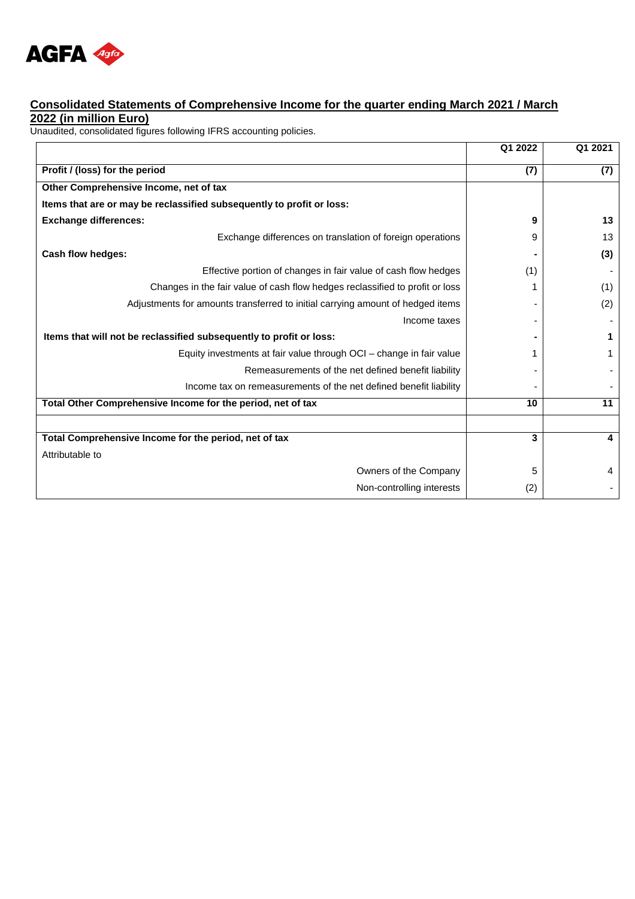## Consolidated Statements of Comprehensive Income for the quarter ending March 2021 / March 2022 (in million Euro)

Unaudited, consolidated figures following IFRS accounting policies.

| | Q1 2022 | Q1 2021 |
|---|---|---|
| **Profit / (loss) for the period** | **(7)** | **(7)** |
| **Other Comprehensive Income, net of tax** | | |
| **Items that are or may be reclassified subsequently to profit or loss:** | | |
| **Exchange differences:** | **9** | **13** |
| Exchange differences on translation of foreign operations | 9 | 13 |
| **Cash flow hedges:** | **-** | **(3)** |
| Effective portion of changes in fair value of cash flow hedges | (1) | - |
| Changes in the fair value of cash flow hedges reclassified to profit or loss | 1 | (1) |
| Adjustments for amounts transferred to initial carrying amount of hedged items | - | (2) |
| Income taxes | - | - |
| **Items that will not be reclassified subsequently to profit or loss:** | **-** | **1** |
| Equity investments at fair value through OCI – change in fair value | 1 | 1 |
| Remeasurements of the net defined benefit liability | - | - |
| Income tax on remeasurements of the net defined benefit liability | - | - |
| **Total Other Comprehensive Income for the period, net of tax** | **10** | **11** |
| | | |
| **Total Comprehensive Income for the period, net of tax** | **3** | **4** |
| Attributable to | | |
| Owners of the Company | 5 | 4 |
| Non-controlling interests | (2) | - |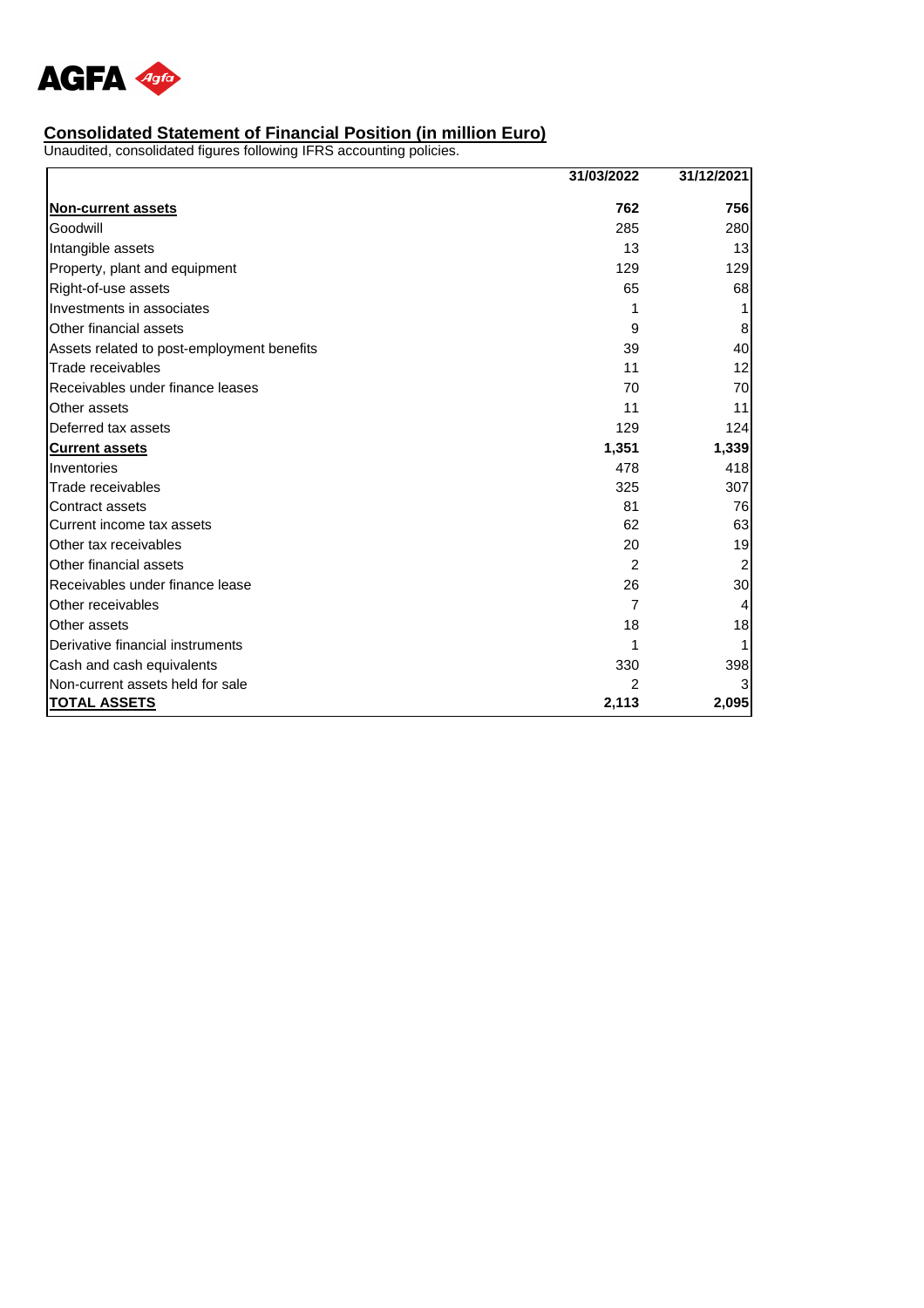AGFA

## Consolidated Statement of Financial Position (in million Euro)

Unaudited, consolidated figures following IFRS accounting policies.

| | 31/03/2022 | 31/12/2021 |
|---|---|---|
| **Non-current assets** | **762** | **756** |
| Goodwill | 285 | 280 |
| Intangible assets | 13 | 13 |
| Property, plant and equipment | 129 | 129 |
| Right-of-use assets | 65 | 68 |
| Investments in associates | 1 | 1 |
| Other financial assets | 9 | 8 |
| Assets related to post-employment benefits | 39 | 40 |
| Trade receivables | 11 | 12 |
| Receivables under finance leases | 70 | 70 |
| Other assets | 11 | 11 |
| Deferred tax assets | 129 | 124 |
| **Current assets** | **1,351** | **1,339** |
| Inventories | 478 | 418 |
| Trade receivables | 325 | 307 |
| Contract assets | 81 | 76 |
| Current income tax assets | 62 | 63 |
| Other tax receivables | 20 | 19 |
| Other financial assets | 2 | 2 |
| Receivables under finance lease | 26 | 30 |
| Other receivables | 7 | 4 |
| Other assets | 18 | 18 |
| Derivative financial instruments | 1 | 1 |
| Cash and cash equivalents | 330 | 398 |
| Non-current assets held for sale | 2 | 3 |
| **TOTAL ASSETS** | **2,113** | **2,095** |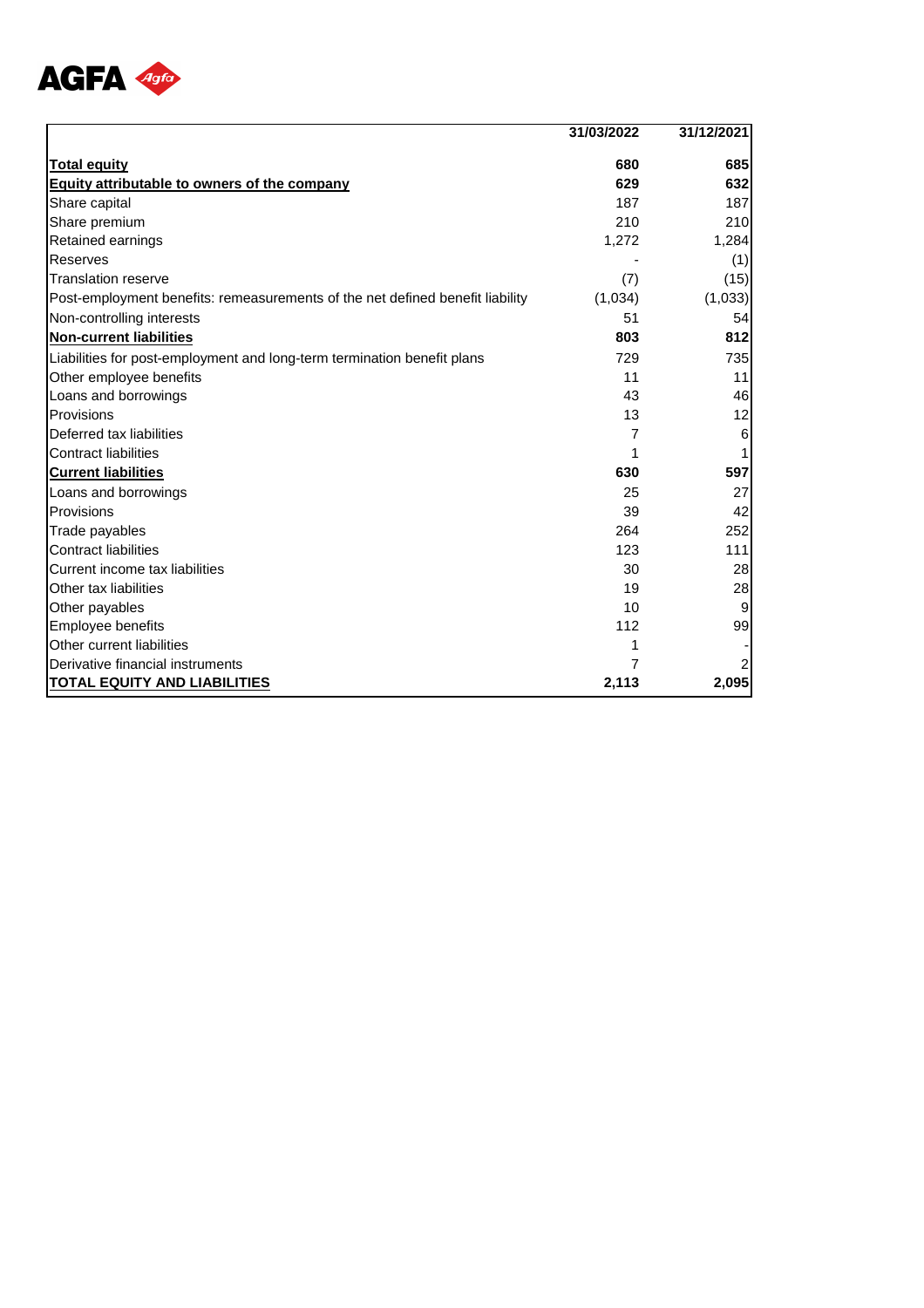AGFA

| | 31/03/2022 | 31/12/2021 |
|---|---|---|
| **Total equity** | **680** | **685** |
| **Equity attributable to owners of the company** | **629** | **632** |
| Share capital | 187 | 187 |
| Share premium | 210 | 210 |
| Retained earnings | 1,272 | 1,284 |
| Reserves | - | (1) |
| Translation reserve | (7) | (15) |
| Post-employment benefits: remeasurements of the net defined benefit liability | (1,034) | (1,033) |
| Non-controlling interests | 51 | 54 |
| **Non-current liabilities** | **803** | **812** |
| Liabilities for post-employment and long-term termination benefit plans | 729 | 735 |
| Other employee benefits | 11 | 11 |
| Loans and borrowings | 43 | 46 |
| Provisions | 13 | 12 |
| Deferred tax liabilities | 7 | 6 |
| Contract liabilities | 1 | 1 |
| **Current liabilities** | **630** | **597** |
| Loans and borrowings | 25 | 27 |
| Provisions | 39 | 42 |
| Trade payables | 264 | 252 |
| Contract liabilities | 123 | 111 |
| Current income tax liabilities | 30 | 28 |
| Other tax liabilities | 19 | 28 |
| Other payables | 10 | 9 |
| Employee benefits | 112 | 99 |
| Other current liabilities | 1 | - |
| Derivative financial instruments | 7 | 2 |
| **TOTAL EQUITY AND LIABILITIES** | **2,113** | **2,095** |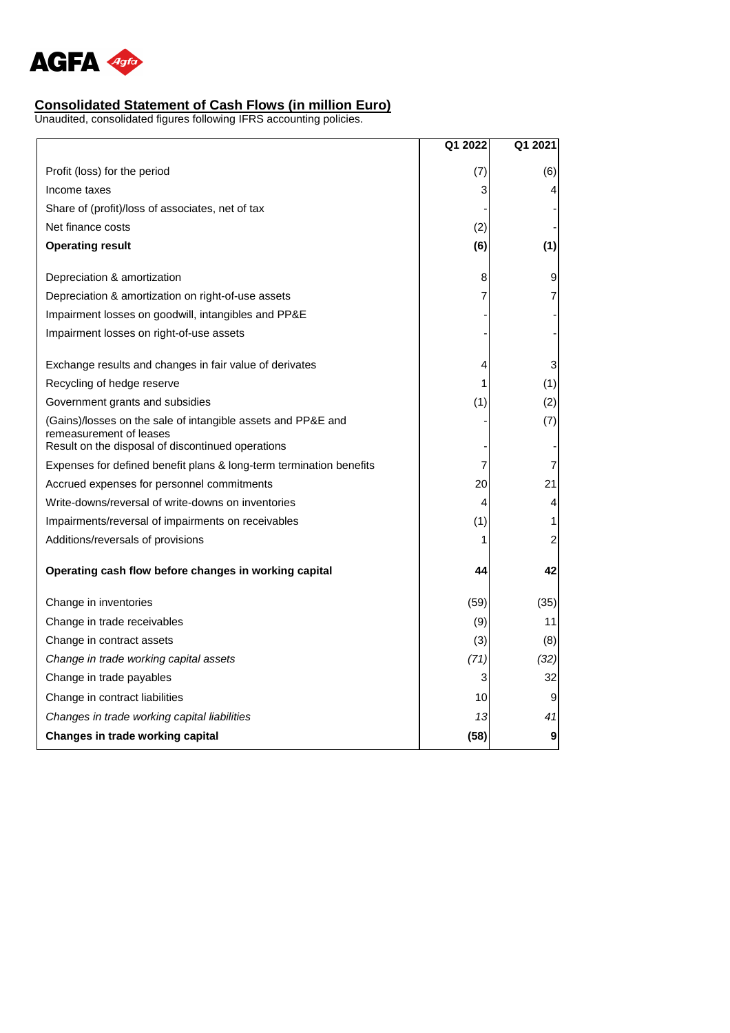## Consolidated Statement of Cash Flows (in million Euro)

Unaudited, consolidated figures following IFRS accounting policies.

| | Q1 2022 | Q1 2021 |
|---|---|---|
| Profit (loss) for the period | (7) | (6) |
| Income taxes | 3 | 4 |
| Share of (profit)/loss of associates, net of tax | - | - |
| Net finance costs | (2) | - |
| **Operating result** | **(6)** | **(1)** |
| Depreciation & amortization | 8 | 9 |
| Depreciation & amortization on right-of-use assets | 7 | 7 |
| Impairment losses on goodwill, intangibles and PP&E | - | - |
| Impairment losses on right-of-use assets | - | - |
| Exchange results and changes in fair value of derivates | 4 | 3 |
| Recycling of hedge reserve | 1 | (1) |
| Government grants and subsidies | (1) | (2) |
| (Gains)/losses on the sale of intangible assets and PP&E and remeasurement of leases | - | (7) |
| Result on the disposal of discontinued operations | - | - |
| Expenses for defined benefit plans & long-term termination benefits | 7 | 7 |
| Accrued expenses for personnel commitments | 20 | 21 |
| Write-downs/reversal of write-downs on inventories | 4 | 4 |
| Impairments/reversal of impairments on receivables | (1) | 1 |
| Additions/reversals of provisions | 1 | 2 |
| **Operating cash flow before changes in working capital** | **44** | **42** |
| Change in inventories | (59) | (35) |
| Change in trade receivables | (9) | 11 |
| Change in contract assets | (3) | (8) |
| *Change in trade working capital assets* | *(71)* | *(32)* |
| Change in trade payables | 3 | 32 |
| Change in contract liabilities | 10 | 9 |
| *Changes in trade working capital liabilities* | *13* | *41* |
| **Changes in trade working capital** | **(58)** | **9** |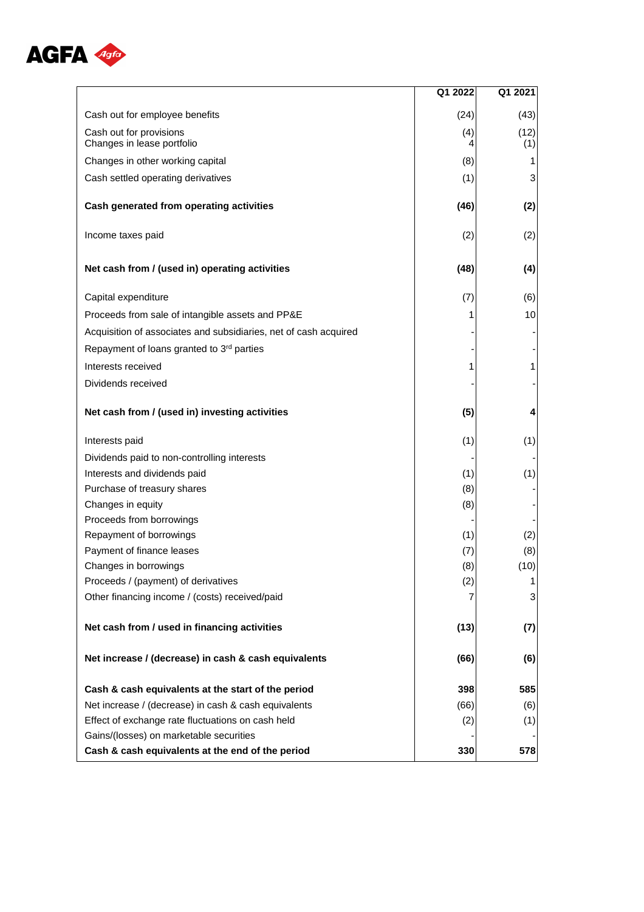| | Q1 2022 | Q1 2021 |
|---|---|---|
| Cash out for employee benefits | (24) | (43) |
| Cash out for provisions | (4) | (12) |
| Changes in lease portfolio | 4 | (1) |
| Changes in other working capital | (8) | 1 |
| Cash settled operating derivatives | (1) | 3 |
| **Cash generated from operating activities** | **(46)** | **(2)** |
| Income taxes paid | (2) | (2) |
| **Net cash from / (used in) operating activities** | **(48)** | **(4)** |
| Capital expenditure | (7) | (6) |
| Proceeds from sale of intangible assets and PP&E | 1 | 10 |
| Acquisition of associates and subsidiaries, net of cash acquired | - | - |
| Repayment of loans granted to 3rd parties | - | - |
| Interests received | 1 | 1 |
| Dividends received | - | - |
| **Net cash from / (used in) investing activities** | **(5)** | **4** |
| Interests paid | (1) | (1) |
| Dividends paid to non-controlling interests | - | - |
| Interests and dividends paid | (1) | (1) |
| Purchase of treasury shares | (8) | - |
| Changes in equity | (8) | - |
| Proceeds from borrowings | - | - |
| Repayment of borrowings | (1) | (2) |
| Payment of finance leases | (7) | (8) |
| Changes in borrowings | (8) | (10) |
| Proceeds / (payment) of derivatives | (2) | 1 |
| Other financing income / (costs) received/paid | 7 | 3 |
| **Net cash from / used in financing activities** | **(13)** | **(7)** |
| **Net increase / (decrease) in cash & cash equivalents** | **(66)** | **(6)** |
| **Cash & cash equivalents at the start of the period** | **398** | **585** |
| Net increase / (decrease) in cash & cash equivalents | (66) | (6) |
| Effect of exchange rate fluctuations on cash held | (2) | (1) |
| Gains/(losses) on marketable securities | - | - |
| **Cash & cash equivalents at the end of the period** | **330** | **578** |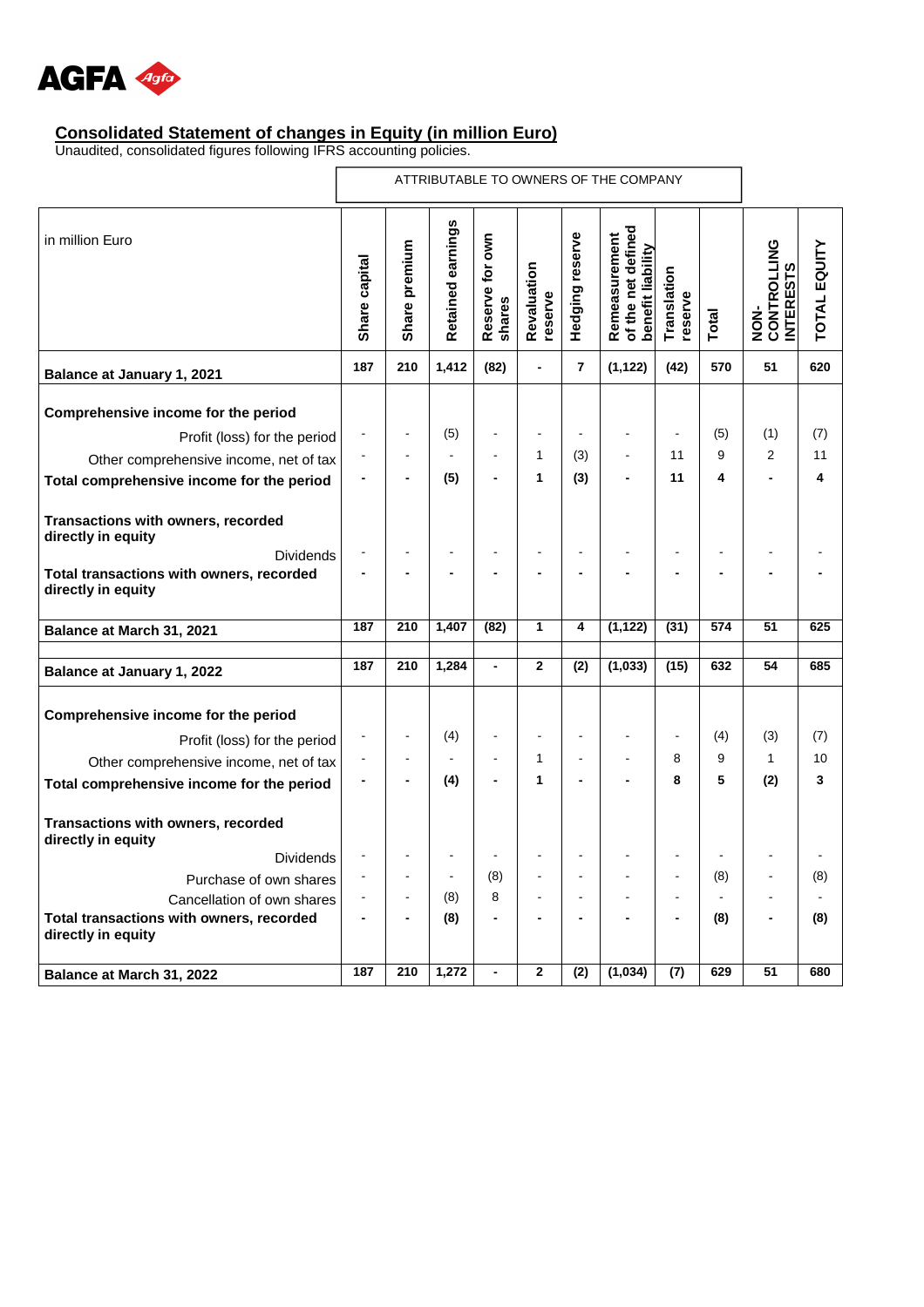## Consolidated Statement of changes in Equity (in million Euro)

Unaudited, consolidated figures following IFRS accounting policies.

| in million Euro | ATTRIBUTABLE TO OWNERS OF THE COMPANY | | | | | | | | | | |
|---|---|---|---|---|---|---|---|---|---|---|---|
| | Share capital | Share premium | Retained earnings | Reserve for own shares | Revaluation reserve | Hedging reserve | Remeasurement of the net defined benefit liability | Translation reserve | Total | NON-CONTROLLING INTERESTS | TOTAL EQUITY |
| **Balance at January 1, 2021** | **187** | **210** | **1,412** | **(82)** | **-** | **7** | **(1,122)** | **(42)** | **570** | **51** | **620** |
| **Comprehensive income for the period** | | | | | | | | | | | |
| Profit (loss) for the period | - | - | (5) | - | - | - | - | - | (5) | (1) | (7) |
| Other comprehensive income, net of tax | - | - | - | - | 1 | (3) | - | 11 | 9 | 2 | 11 |
| **Total comprehensive income for the period** | **-** | **-** | **(5)** | **-** | **1** | **(3)** | **-** | **11** | **4** | **-** | **4** |
| **Transactions with owners, recorded directly in equity** | | | | | | | | | | | |
| Dividends | - | - | - | - | - | - | - | - | - | - | - |
| **Total transactions with owners, recorded directly in equity** | **-** | **-** | **-** | **-** | **-** | **-** | **-** | **-** | **-** | **-** | **-** |
| **Balance at March 31, 2021** | **187** | **210** | **1,407** | **(82)** | **1** | **4** | **(1,122)** | **(31)** | **574** | **51** | **625** |
| **Balance at January 1, 2022** | **187** | **210** | **1,284** | **-** | **2** | **(2)** | **(1,033)** | **(15)** | **632** | **54** | **685** |
| **Comprehensive income for the period** | | | | | | | | | | | |
| Profit (loss) for the period | - | - | (4) | - | - | - | - | - | (4) | (3) | (7) |
| Other comprehensive income, net of tax | - | - | - | - | 1 | - | - | 8 | 9 | 1 | 10 |
| **Total comprehensive income for the period** | **-** | **-** | **(4)** | **-** | **1** | **-** | **-** | **8** | **5** | **(2)** | **3** |
| **Transactions with owners, recorded directly in equity** | | | | | | | | | | | |
| Dividends | - | - | - | - | - | - | - | - | - | - | - |
| Purchase of own shares | - | - | - | (8) | - | - | - | - | (8) | - | (8) |
| Cancellation of own shares | - | - | (8) | 8 | - | - | - | - | - | - | - |
| **Total transactions with owners, recorded directly in equity** | **-** | **-** | **(8)** | **-** | **-** | **-** | **-** | **-** | **(8)** | **-** | **(8)** |
| **Balance at March 31, 2022** | **187** | **210** | **1,272** | **-** | **2** | **(2)** | **(1,034)** | **(7)** | **629** | **51** | **680** |